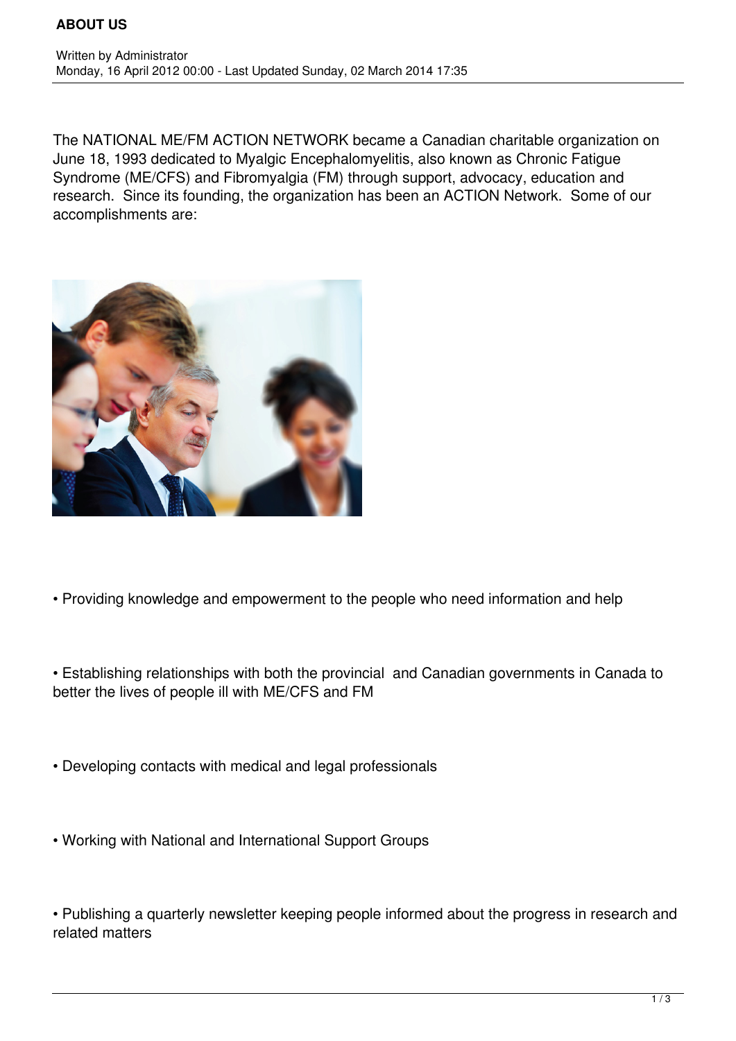# ABOUT US

Written by Administrator
Monday, 16 April 2012 00:00 - Last Updated Sunday, 02 March 2014 17:35

The NATIONAL ME/FM ACTION NETWORK became a Canadian charitable organization on June 18, 1993 dedicated to Myalgic Encephalomyelitis, also known as Chronic Fatigue Syndrome (ME/CFS) and Fibromyalgia (FM) through support, advocacy, education and research. Since its founding, the organization has been an ACTION Network. Some of our accomplishments are:

- Providing knowledge and empowerment to the people who need information and help

- Establishing relationships with both the provincial and Canadian governments in Canada to better the lives of people ill with ME/CFS and FM

- Developing contacts with medical and legal professionals

- Working with National and International Support Groups

- Publishing a quarterly newsletter keeping people informed about the progress in research and related matters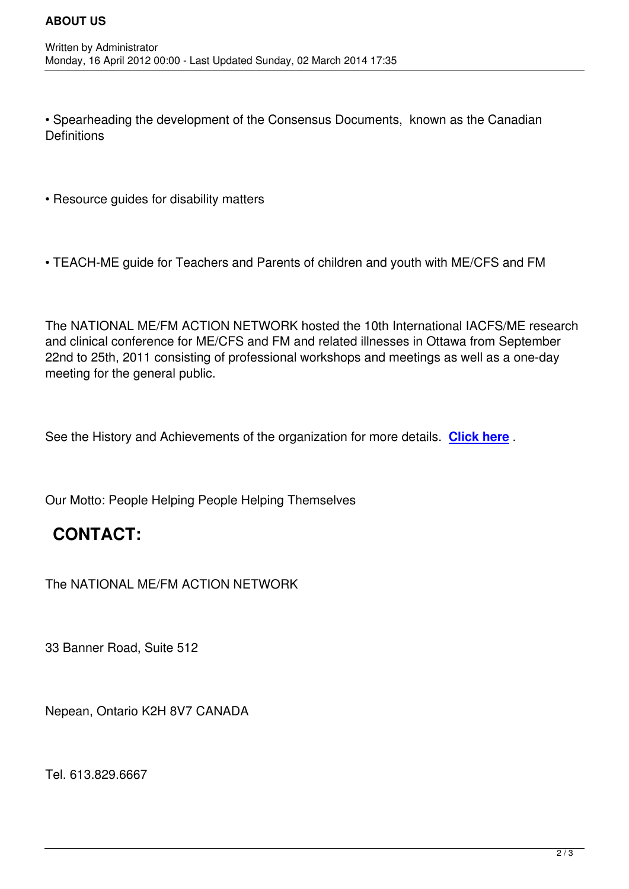- Spearheading the development of the Consensus Documents, known as the Canadian Definitions

- Resource guides for disability matters

- TEACH-ME guide for Teachers and Parents of children and youth with ME/CFS and FM

The NATIONAL ME/FM ACTION NETWORK hosted the 10th International IACFS/ME research and clinical conference for ME/CFS and FM and related illnesses in Ottawa from September 22nd to 25th, 2011 consisting of professional workshops and meetings as well as a one-day meeting for the general public.

See the History and Achievements of the organization for more details. **Click here** .

Our Motto: People Helping People Helping Themselves

## CONTACT:

The NATIONAL ME/FM ACTION NETWORK

33 Banner Road, Suite 512

Nepean, Ontario K2H 8V7 CANADA

Tel. 613.829.6667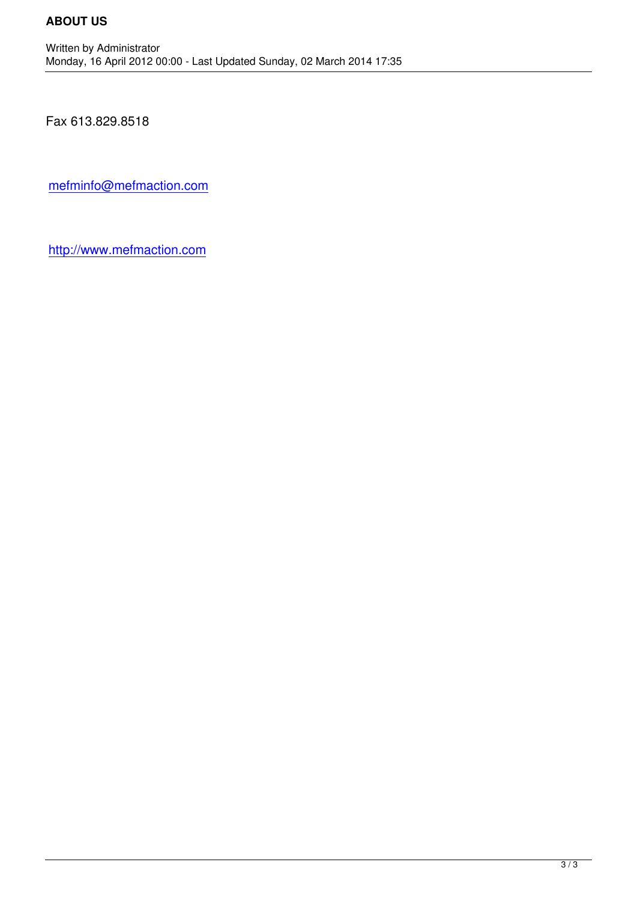Fax 613.829.8518

mefminfo@mefmaction.com

http://www.mefmaction.com